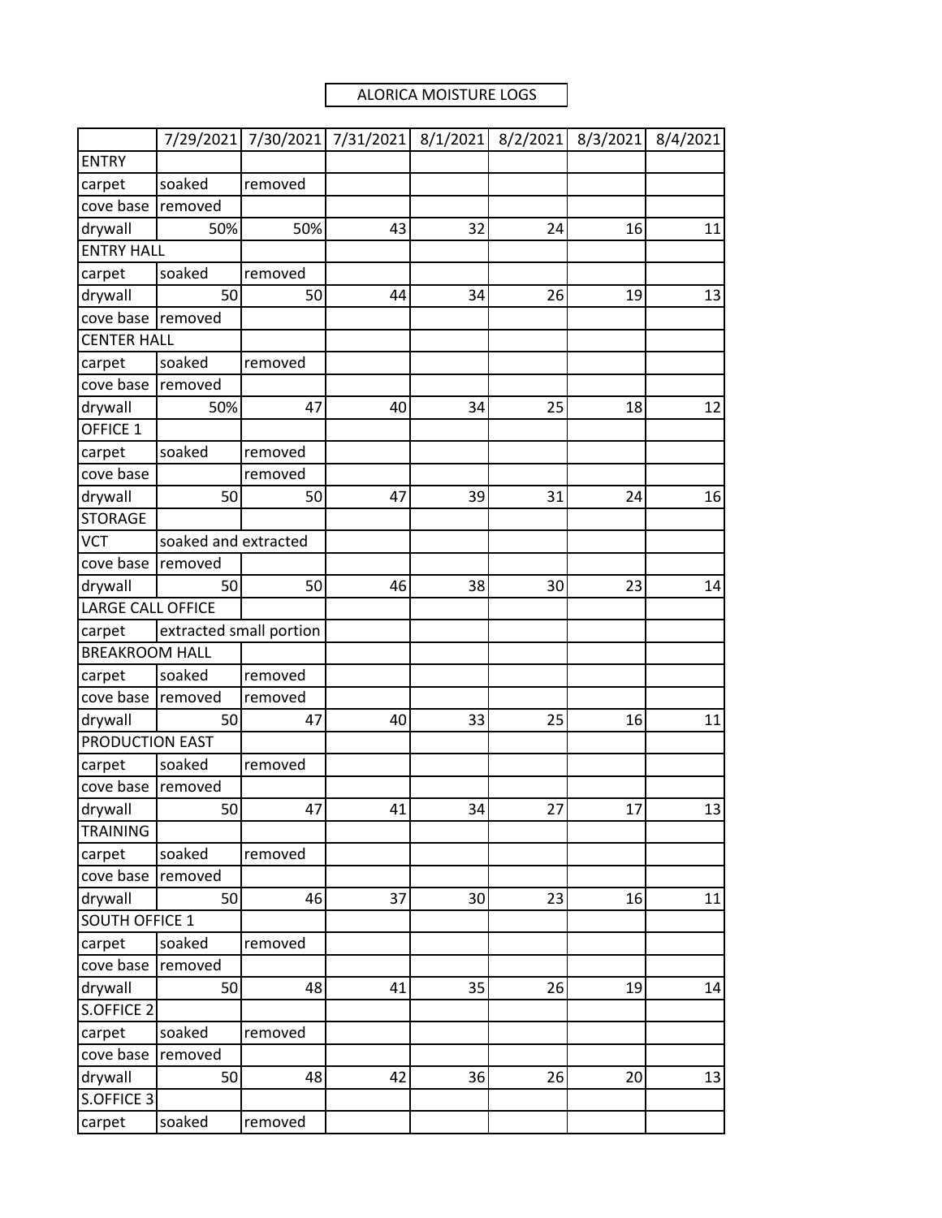ALORICA MOISTURE LOGS

| | 7/29/2021 | 7/30/2021 | 7/31/2021 | 8/1/2021 | 8/2/2021 | 8/3/2021 | 8/4/2021 |
|---|---|---|---|---|---|---|---|
| ENTRY | | | | | | | |
| carpet | soaked | removed | | | | | |
| cove base | removed | | | | | | |
| drywall | 50% | 50% | 43 | 32 | 24 | 16 | 11 |
| ENTRY HALL | | | | | | | |
| carpet | soaked | removed | | | | | |
| drywall | 50 | 50 | 44 | 34 | 26 | 19 | 13 |
| cove base | removed | | | | | | |
| CENTER HALL | | | | | | | |
| carpet | soaked | removed | | | | | |
| cove base | removed | | | | | | |
| drywall | 50% | 47 | 40 | 34 | 25 | 18 | 12 |
| OFFICE 1 | | | | | | | |
| carpet | soaked | removed | | | | | |
| cove base | | removed | | | | | |
| drywall | 50 | 50 | 47 | 39 | 31 | 24 | 16 |
| STORAGE | | | | | | | |
| VCT | soaked and extracted | | | | | | |
| cove base | removed | | | | | | |
| drywall | 50 | 50 | 46 | 38 | 30 | 23 | 14 |
| LARGE CALL OFFICE | | | | | | | |
| carpet | extracted small portion | | | | | | |
| BREAKROOM HALL | | | | | | | |
| carpet | soaked | removed | | | | | |
| cove base | removed | removed | | | | | |
| drywall | 50 | 47 | 40 | 33 | 25 | 16 | 11 |
| PRODUCTION EAST | | | | | | | |
| carpet | soaked | removed | | | | | |
| cove base | removed | | | | | | |
| drywall | 50 | 47 | 41 | 34 | 27 | 17 | 13 |
| TRAINING | | | | | | | |
| carpet | soaked | removed | | | | | |
| cove base | removed | | | | | | |
| drywall | 50 | 46 | 37 | 30 | 23 | 16 | 11 |
| SOUTH OFFICE 1 | | | | | | | |
| carpet | soaked | removed | | | | | |
| cove base | removed | | | | | | |
| drywall | 50 | 48 | 41 | 35 | 26 | 19 | 14 |
| S.OFFICE 2 | | | | | | | |
| carpet | soaked | removed | | | | | |
| cove base | removed | | | | | | |
| drywall | 50 | 48 | 42 | 36 | 26 | 20 | 13 |
| S.OFFICE 3 | | | | | | | |
| carpet | soaked | removed | | | | | |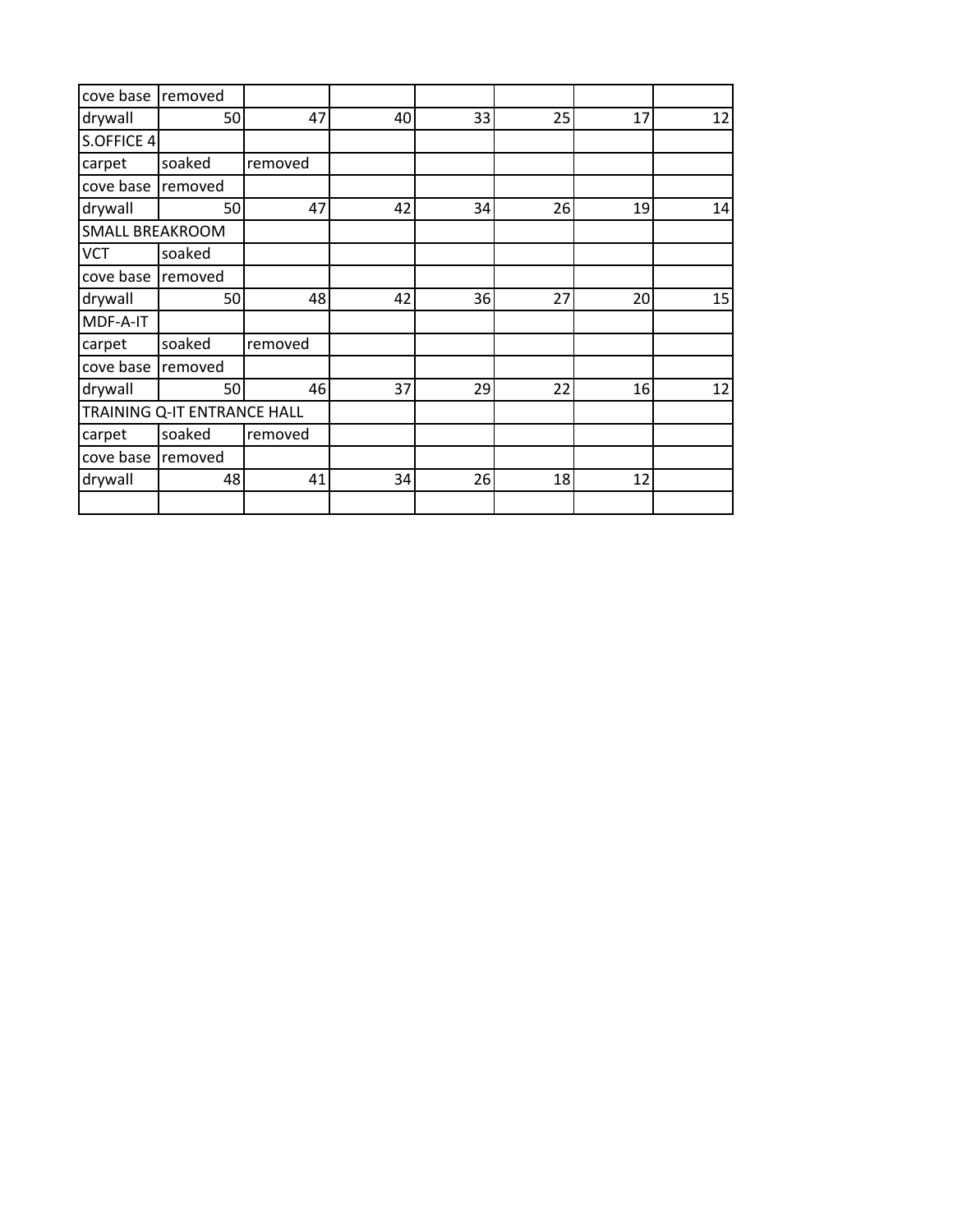| | | | | | | | |
|---|---|---|---|---|---|---|---|
| cove base | removed | | | | | | |
| drywall | 50 | 47 | 40 | 33 | 25 | 17 | 12 |
| S.OFFICE 4 | | | | | | | |
| carpet | soaked | removed | | | | | |
| cove base | removed | | | | | | |
| drywall | 50 | 47 | 42 | 34 | 26 | 19 | 14 |
| SMALL BREAKROOM | | | | | | | |
| VCT | soaked | | | | | | |
| cove base | removed | | | | | | |
| drywall | 50 | 48 | 42 | 36 | 27 | 20 | 15 |
| MDF-A-IT | | | | | | | |
| carpet | soaked | removed | | | | | |
| cove base | removed | | | | | | |
| drywall | 50 | 46 | 37 | 29 | 22 | 16 | 12 |
| TRAINING Q-IT ENTRANCE HALL | | | | | | | |
| carpet | soaked | removed | | | | | |
| cove base | removed | | | | | | |
| drywall | 48 | 41 | 34 | 26 | 18 | 12 | |
| | | | | | | | |